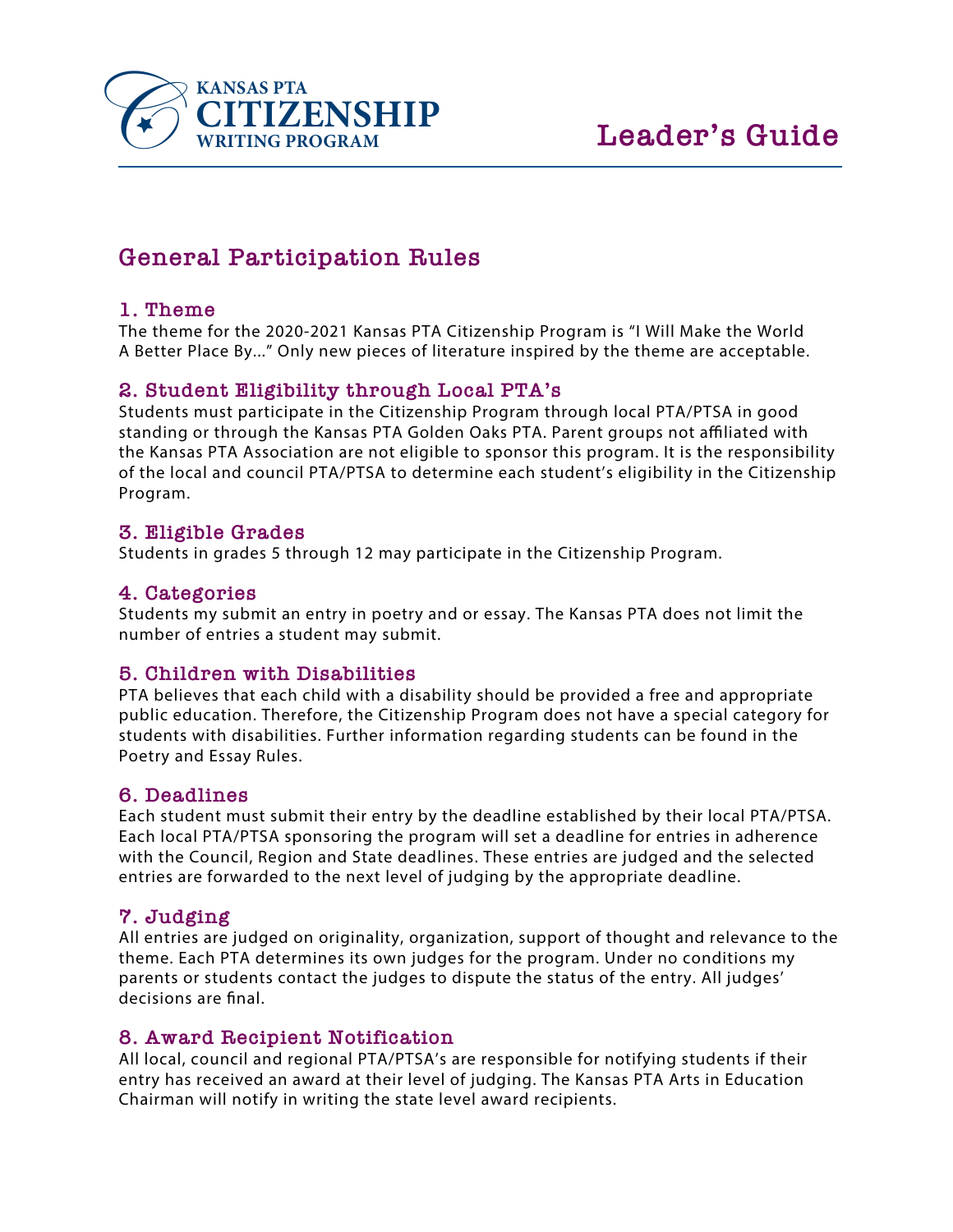KANSAS PTA
# CITIZENSHIP
WRITING PROGRAM

# Leader's Guide

## General Participation Rules

### 1. Theme
The theme for the 2020-2021 Kansas PTA Citizenship Program is "I Will Make the World A Better Place By..." Only new pieces of literature inspired by the theme are acceptable.

### 2. Student Eligibility through Local PTA's
Students must participate in the Citizenship Program through local PTA/PTSA in good standing or through the Kansas PTA Golden Oaks PTA. Parent groups not affiliated with the Kansas PTA Association are not eligible to sponsor this program. It is the responsibility of the local and council PTA/PTSA to determine each student's eligibility in the Citizenship Program.

### 3. Eligible Grades
Students in grades 5 through 12 may participate in the Citizenship Program.

### 4. Categories
Students my submit an entry in poetry and or essay. The Kansas PTA does not limit the number of entries a student may submit.

### 5. Children with Disabilities
PTA believes that each child with a disability should be provided a free and appropriate public education. Therefore, the Citizenship Program does not have a special category for students with disabilities. Further information regarding students can be found in the Poetry and Essay Rules.

### 6. Deadlines
Each student must submit their entry by the deadline established by their local PTA/PTSA. Each local PTA/PTSA sponsoring the program will set a deadline for entries in adherence with the Council, Region and State deadlines. These entries are judged and the selected entries are forwarded to the next level of judging by the appropriate deadline.

### 7. Judging
All entries are judged on originality, organization, support of thought and relevance to the theme. Each PTA determines its own judges for the program. Under no conditions my parents or students contact the judges to dispute the status of the entry. All judges' decisions are final.

### 8. Award Recipient Notification
All local, council and regional PTA/PTSA's are responsible for notifying students if their entry has received an award at their level of judging. The Kansas PTA Arts in Education Chairman will notify in writing the state level award recipients.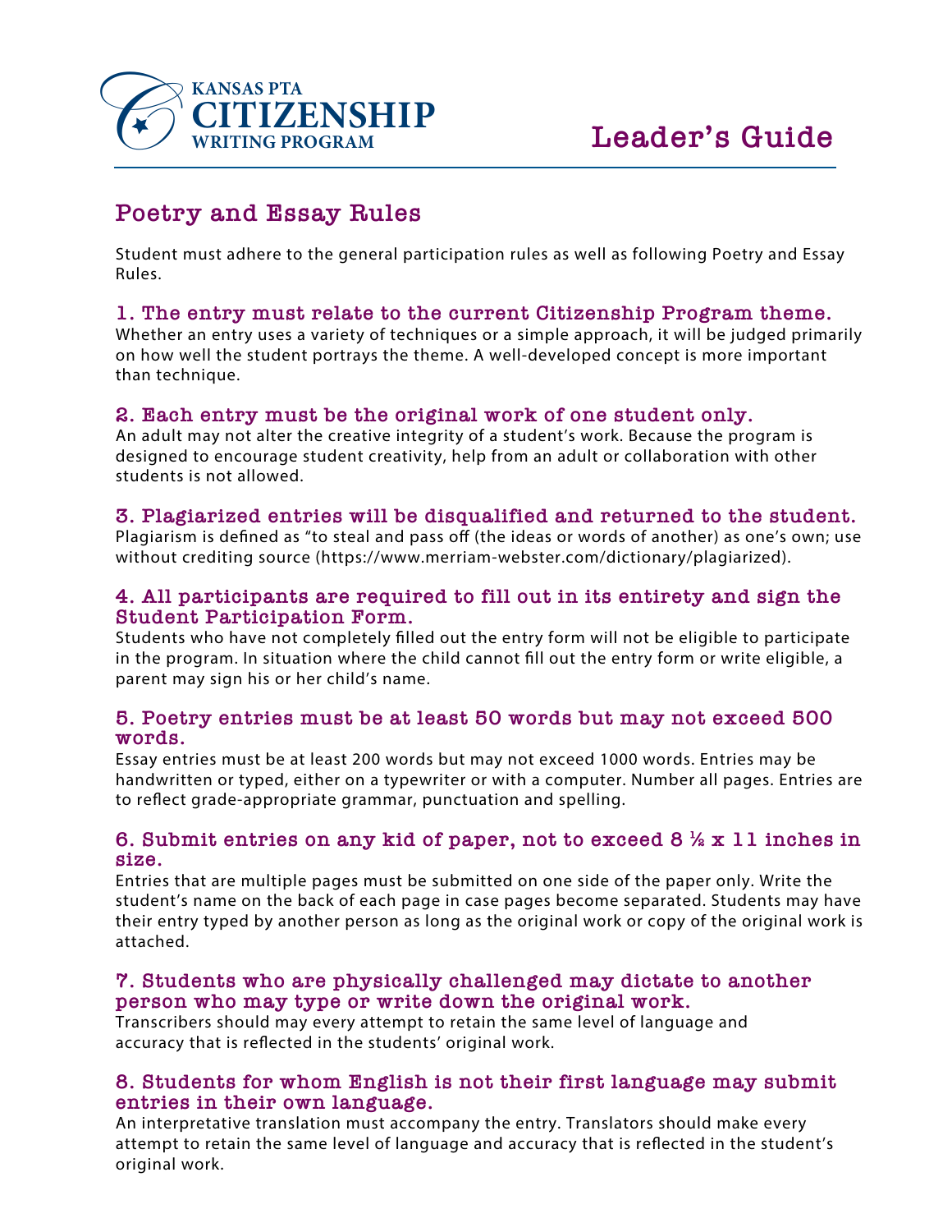# KANSAS PTA CITIZENSHIP WRITING PROGRAM

# Leader's Guide

## Poetry and Essay Rules

Student must adhere to the general participation rules as well as following Poetry and Essay Rules.

### 1. The entry must relate to the current Citizenship Program theme.

Whether an entry uses a variety of techniques or a simple approach, it will be judged primarily on how well the student portrays the theme. A well-developed concept is more important than technique.

### 2. Each entry must be the original work of one student only.

An adult may not alter the creative integrity of a student's work. Because the program is designed to encourage student creativity, help from an adult or collaboration with other students is not allowed.

### 3. Plagiarized entries will be disqualified and returned to the student.

Plagiarism is defined as "to steal and pass off (the ideas or words of another) as one's own; use without crediting source (https://www.merriam-webster.com/dictionary/plagiarized).

### 4. All participants are required to fill out in its entirety and sign the Student Participation Form.

Students who have not completely filled out the entry form will not be eligible to participate in the program. In situation where the child cannot fill out the entry form or write eligible, a parent may sign his or her child's name.

### 5. Poetry entries must be at least 50 words but may not exceed 500 words.

Essay entries must be at least 200 words but may not exceed 1000 words. Entries may be handwritten or typed, either on a typewriter or with a computer. Number all pages. Entries are to reflect grade-appropriate grammar, punctuation and spelling.

### 6. Submit entries on any kid of paper, not to exceed 8 ½ x 11 inches in size.

Entries that are multiple pages must be submitted on one side of the paper only. Write the student's name on the back of each page in case pages become separated. Students may have their entry typed by another person as long as the original work or copy of the original work is attached.

### 7. Students who are physically challenged may dictate to another person who may type or write down the original work.

Transcribers should may every attempt to retain the same level of language and accuracy that is reflected in the students' original work.

### 8. Students for whom English is not their first language may submit entries in their own language.

An interpretative translation must accompany the entry. Translators should make every attempt to retain the same level of language and accuracy that is reflected in the student's original work.